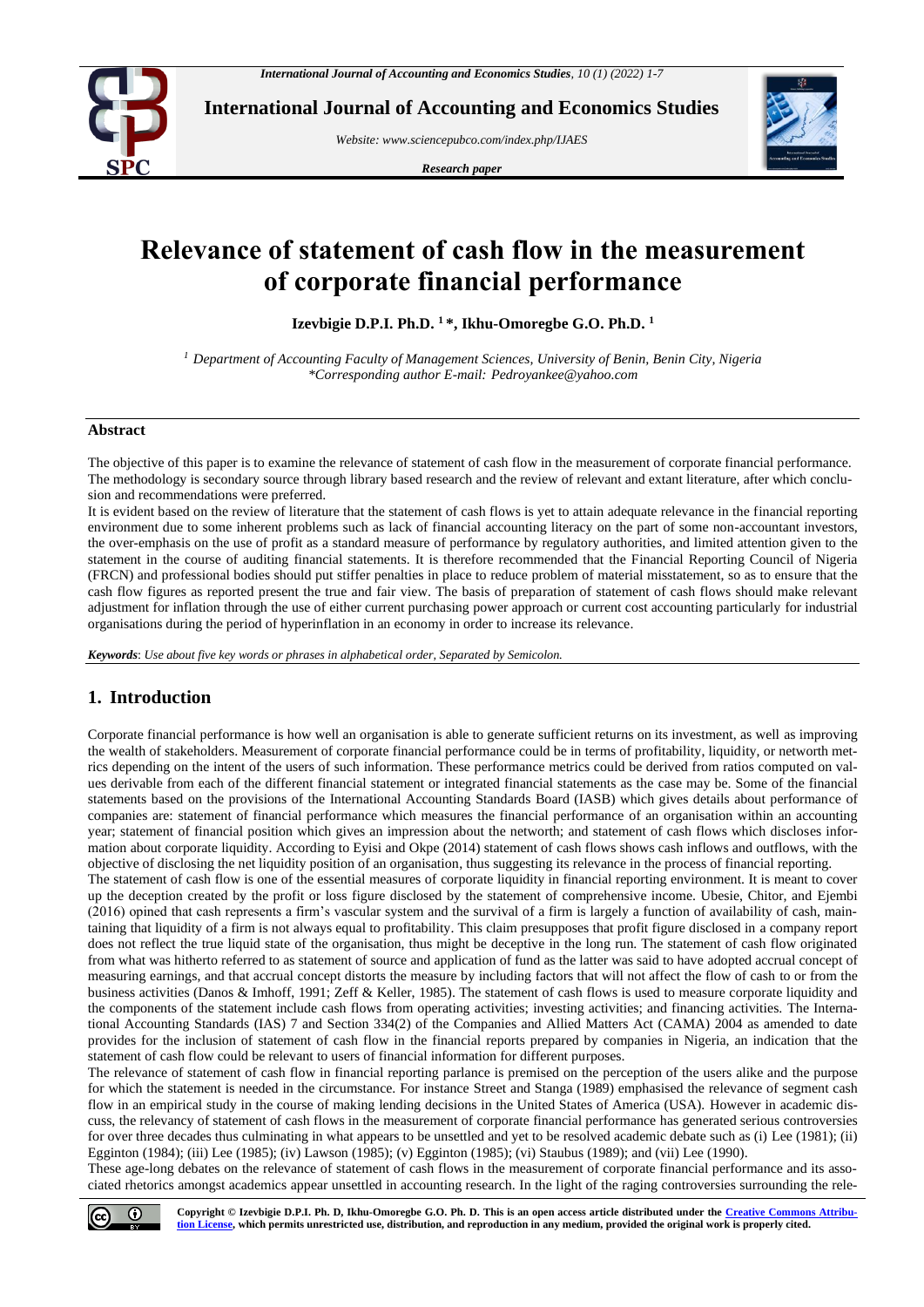# Relevance of statement of cash flow in the measurement of corporate financial performance

**Izevbigie D.P.I. Ph.D. [1] \*, Ikhu-Omoregbe G.O. Ph.D. [1]**

*[1] Department of Accounting Faculty of Management Sciences, University of Benin, Benin City, Nigeria*
*\*Corresponding author E-mail: Pedroyankee@yahoo.com*

## Abstract

The objective of this paper is to examine the relevance of statement of cash flow in the measurement of corporate financial performance. The methodology is secondary source through library based research and the review of relevant and extant literature, after which conclusion and recommendations were preferred.

It is evident based on the review of literature that the statement of cash flows is yet to attain adequate relevance in the financial reporting environment due to some inherent problems such as lack of financial accounting literacy on the part of some non-accountant investors, the over-emphasis on the use of profit as a standard measure of performance by regulatory authorities, and limited attention given to the statement in the course of auditing financial statements. It is therefore recommended that the Financial Reporting Council of Nigeria (FRCN) and professional bodies should put stiffer penalties in place to reduce problem of material misstatement, so as to ensure that the cash flow figures as reported present the true and fair view. The basis of preparation of statement of cash flows should make relevant adjustment for inflation through the use of either current purchasing power approach or current cost accounting particularly for industrial organisations during the period of hyperinflation in an economy in order to increase its relevance.

***Keywords***: *Use about five key words or phrases in alphabetical order, Separated by Semicolon.*

## 1. Introduction

Corporate financial performance is how well an organisation is able to generate sufficient returns on its investment, as well as improving the wealth of stakeholders. Measurement of corporate financial performance could be in terms of profitability, liquidity, or networth metrics depending on the intent of the users of such information. These performance metrics could be derived from ratios computed on values derivable from each of the different financial statement or integrated financial statements as the case may be. Some of the financial statements based on the provisions of the International Accounting Standards Board (IASB) which gives details about performance of companies are: statement of financial performance which measures the financial performance of an organisation within an accounting year; statement of financial position which gives an impression about the networth; and statement of cash flows which discloses information about corporate liquidity. According to Eyisi and Okpe (2014) statement of cash flows shows cash inflows and outflows, with the objective of disclosing the net liquidity position of an organisation, thus suggesting its relevance in the process of financial reporting.

The statement of cash flow is one of the essential measures of corporate liquidity in financial reporting environment. It is meant to cover up the deception created by the profit or loss figure disclosed by the statement of comprehensive income. Ubesie, Chitor, and Ejembi (2016) opined that cash represents a firm's vascular system and the survival of a firm is largely a function of availability of cash, maintaining that liquidity of a firm is not always equal to profitability. This claim presupposes that profit figure disclosed in a company report does not reflect the true liquid state of the organisation, thus might be deceptive in the long run. The statement of cash flow originated from what was hitherto referred to as statement of source and application of fund as the latter was said to have adopted accrual concept of measuring earnings, and that accrual concept distorts the measure by including factors that will not affect the flow of cash to or from the business activities (Danos & Imhoff, 1991; Zeff & Keller, 1985). The statement of cash flows is used to measure corporate liquidity and the components of the statement include cash flows from operating activities; investing activities; and financing activities. The International Accounting Standards (IAS) 7 and Section 334(2) of the Companies and Allied Matters Act (CAMA) 2004 as amended to date provides for the inclusion of statement of cash flow in the financial reports prepared by companies in Nigeria, an indication that the statement of cash flow could be relevant to users of financial information for different purposes.

The relevance of statement of cash flow in financial reporting parlance is premised on the perception of the users alike and the purpose for which the statement is needed in the circumstance. For instance Street and Stanga (1989) emphasised the relevance of segment cash flow in an empirical study in the course of making lending decisions in the United States of America (USA). However in academic discuss, the relevancy of statement of cash flows in the measurement of corporate financial performance has generated serious controversies for over three decades thus culminating in what appears to be unsettled and yet to be resolved academic debate such as (i) Lee (1981); (ii) Egginton (1984); (iii) Lee (1985); (iv) Lawson (1985); (v) Egginton (1985); (vi) Staubus (1989); and (vii) Lee (1990).

These age-long debates on the relevance of statement of cash flows in the measurement of corporate financial performance and its associated rhetorics amongst academics appear unsettled in accounting research. In the light of the raging controversies surrounding the rele-

**Copyright © Izevbigie D.P.I. Ph. D, Ikhu-Omoregbe G.O. Ph. D. This is an open access article distributed under the Creative Commons Attribution License, which permits unrestricted use, distribution, and reproduction in any medium, provided the original work is properly cited.**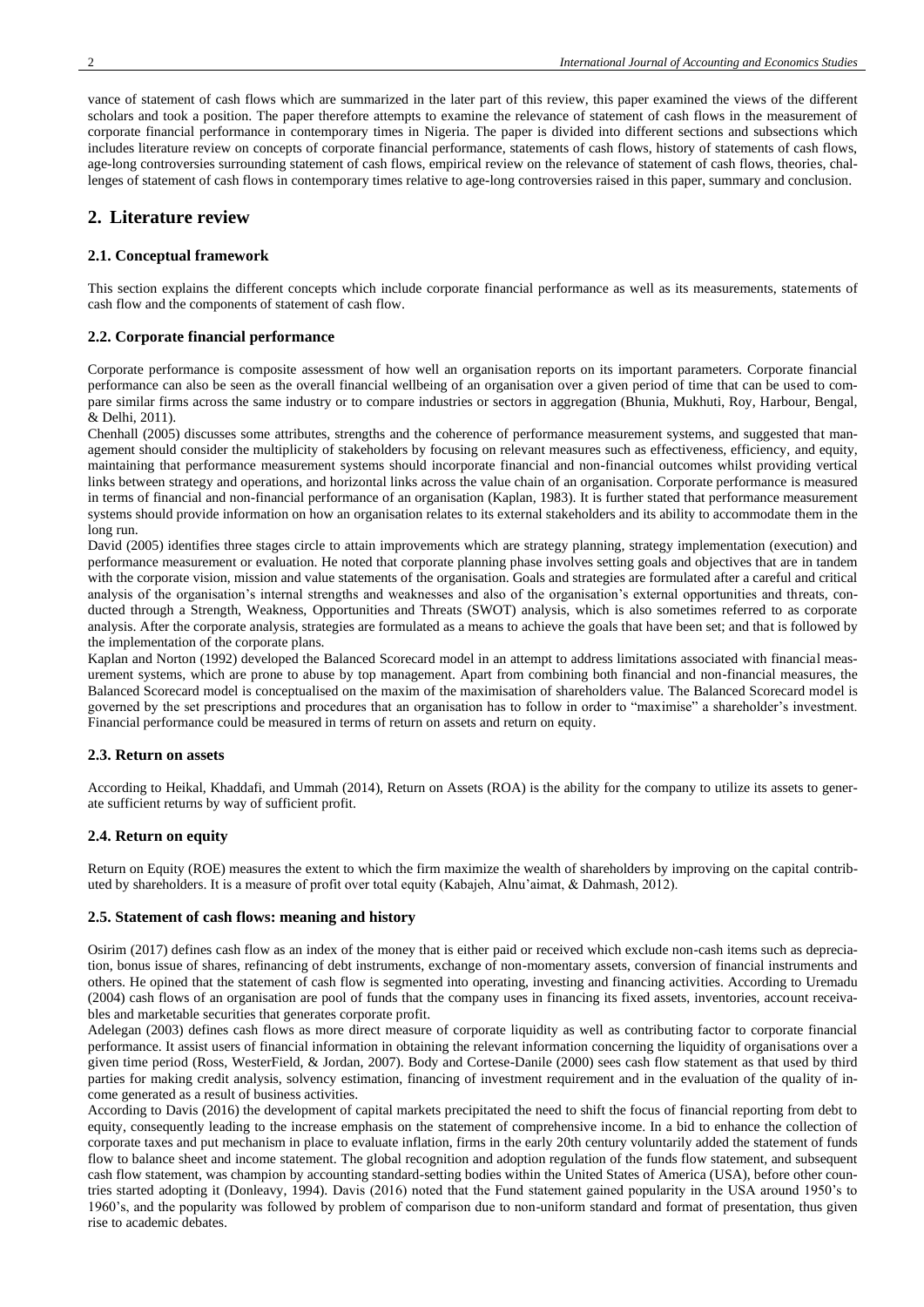vance of statement of cash flows which are summarized in the later part of this review, this paper examined the views of the different scholars and took a position. The paper therefore attempts to examine the relevance of statement of cash flows in the measurement of corporate financial performance in contemporary times in Nigeria. The paper is divided into different sections and subsections which includes literature review on concepts of corporate financial performance, statements of cash flows, history of statements of cash flows, age-long controversies surrounding statement of cash flows, empirical review on the relevance of statement of cash flows, theories, challenges of statement of cash flows in contemporary times relative to age-long controversies raised in this paper, summary and conclusion.

## 2. Literature review

### 2.1. Conceptual framework

This section explains the different concepts which include corporate financial performance as well as its measurements, statements of cash flow and the components of statement of cash flow.

### 2.2. Corporate financial performance

Corporate performance is composite assessment of how well an organisation reports on its important parameters. Corporate financial performance can also be seen as the overall financial wellbeing of an organisation over a given period of time that can be used to compare similar firms across the same industry or to compare industries or sectors in aggregation (Bhunia, Mukhuti, Roy, Harbour, Bengal, & Delhi, 2011).

Chenhall (2005) discusses some attributes, strengths and the coherence of performance measurement systems, and suggested that management should consider the multiplicity of stakeholders by focusing on relevant measures such as effectiveness, efficiency, and equity, maintaining that performance measurement systems should incorporate financial and non-financial outcomes whilst providing vertical links between strategy and operations, and horizontal links across the value chain of an organisation. Corporate performance is measured in terms of financial and non-financial performance of an organisation (Kaplan, 1983). It is further stated that performance measurement systems should provide information on how an organisation relates to its external stakeholders and its ability to accommodate them in the long run.

David (2005) identifies three stages circle to attain improvements which are strategy planning, strategy implementation (execution) and performance measurement or evaluation. He noted that corporate planning phase involves setting goals and objectives that are in tandem with the corporate vision, mission and value statements of the organisation. Goals and strategies are formulated after a careful and critical analysis of the organisation's internal strengths and weaknesses and also of the organisation's external opportunities and threats, conducted through a Strength, Weakness, Opportunities and Threats (SWOT) analysis, which is also sometimes referred to as corporate analysis. After the corporate analysis, strategies are formulated as a means to achieve the goals that have been set; and that is followed by the implementation of the corporate plans.

Kaplan and Norton (1992) developed the Balanced Scorecard model in an attempt to address limitations associated with financial measurement systems, which are prone to abuse by top management. Apart from combining both financial and non-financial measures, the Balanced Scorecard model is conceptualised on the maxim of the maximisation of shareholders value. The Balanced Scorecard model is governed by the set prescriptions and procedures that an organisation has to follow in order to "maximise" a shareholder's investment. Financial performance could be measured in terms of return on assets and return on equity.

### 2.3. Return on assets

According to Heikal, Khaddafi, and Ummah (2014), Return on Assets (ROA) is the ability for the company to utilize its assets to generate sufficient returns by way of sufficient profit.

### 2.4. Return on equity

Return on Equity (ROE) measures the extent to which the firm maximize the wealth of shareholders by improving on the capital contributed by shareholders. It is a measure of profit over total equity (Kabajeh, Alnu'aimat, & Dahmash, 2012).

### 2.5. Statement of cash flows: meaning and history

Osirim (2017) defines cash flow as an index of the money that is either paid or received which exclude non-cash items such as depreciation, bonus issue of shares, refinancing of debt instruments, exchange of non-momentary assets, conversion of financial instruments and others. He opined that the statement of cash flow is segmented into operating, investing and financing activities. According to Uremadu (2004) cash flows of an organisation are pool of funds that the company uses in financing its fixed assets, inventories, account receivables and marketable securities that generates corporate profit.

Adelegan (2003) defines cash flows as more direct measure of corporate liquidity as well as contributing factor to corporate financial performance. It assist users of financial information in obtaining the relevant information concerning the liquidity of organisations over a given time period (Ross, WesterField, & Jordan, 2007). Body and Cortese-Danile (2000) sees cash flow statement as that used by third parties for making credit analysis, solvency estimation, financing of investment requirement and in the evaluation of the quality of income generated as a result of business activities.

According to Davis (2016) the development of capital markets precipitated the need to shift the focus of financial reporting from debt to equity, consequently leading to the increase emphasis on the statement of comprehensive income. In a bid to enhance the collection of corporate taxes and put mechanism in place to evaluate inflation, firms in the early 20th century voluntarily added the statement of funds flow to balance sheet and income statement. The global recognition and adoption regulation of the funds flow statement, and subsequent cash flow statement, was champion by accounting standard-setting bodies within the United States of America (USA), before other countries started adopting it (Donleavy, 1994). Davis (2016) noted that the Fund statement gained popularity in the USA around 1950's to 1960's, and the popularity was followed by problem of comparison due to non-uniform standard and format of presentation, thus given rise to academic debates.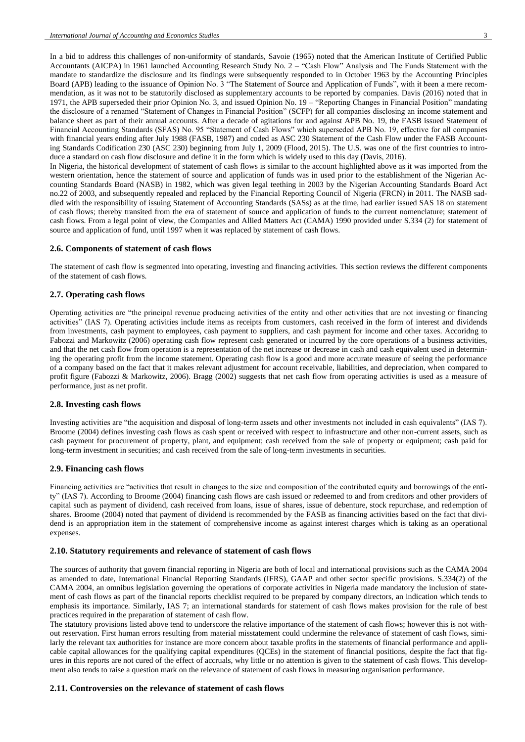In a bid to address this challenges of non-uniformity of standards, Savoie (1965) noted that the American Institute of Certified Public Accountants (AICPA) in 1961 launched Accounting Research Study No. 2 – "Cash Flow" Analysis and The Funds Statement with the mandate to standardize the disclosure and its findings were subsequently responded to in October 1963 by the Accounting Principles Board (APB) leading to the issuance of Opinion No. 3 "The Statement of Source and Application of Funds", with it been a mere recommendation, as it was not to be statutorily disclosed as supplementary accounts to be reported by companies. Davis (2016) noted that in 1971, the APB superseded their prior Opinion No. 3, and issued Opinion No. 19 – "Reporting Changes in Financial Position" mandating the disclosure of a renamed "Statement of Changes in Financial Position" (SCFP) for all companies disclosing an income statement and balance sheet as part of their annual accounts. After a decade of agitations for and against APB No. 19, the FASB issued Statement of Financial Accounting Standards (SFAS) No. 95 "Statement of Cash Flows" which superseded APB No. 19, effective for all companies with financial years ending after July 1988 (FASB, 1987) and coded as ASC 230 Statement of the Cash Flow under the FASB Accounting Standards Codification 230 (ASC 230) beginning from July 1, 2009 (Flood, 2015). The U.S. was one of the first countries to introduce a standard on cash flow disclosure and define it in the form which is widely used to this day (Davis, 2016).

In Nigeria, the historical development of statement of cash flows is similar to the account highlighted above as it was imported from the western orientation, hence the statement of source and application of funds was in used prior to the establishment of the Nigerian Accounting Standards Board (NASB) in 1982, which was given legal teething in 2003 by the Nigerian Accounting Standards Board Act no.22 of 2003, and subsequently repealed and replaced by the Financial Reporting Council of Nigeria (FRCN) in 2011. The NASB saddled with the responsibility of issuing Statement of Accounting Standards (SASs) as at the time, had earlier issued SAS 18 on statement of cash flows; thereby transited from the era of statement of source and application of funds to the current nomenclature; statement of cash flows. From a legal point of view, the Companies and Allied Matters Act (CAMA) 1990 provided under S.334 (2) for statement of source and application of fund, until 1997 when it was replaced by statement of cash flows.

### 2.6. Components of statement of cash flows

The statement of cash flow is segmented into operating, investing and financing activities. This section reviews the different components of the statement of cash flows.

### 2.7. Operating cash flows

Operating activities are "the principal revenue producing activities of the entity and other activities that are not investing or financing activities" (IAS 7). Operating activities include items as receipts from customers, cash received in the form of interest and dividends from investments, cash payment to employees, cash payment to suppliers, and cash payment for income and other taxes. Accoridng to Fabozzi and Markowitz (2006) operating cash flow represent cash generated or incurred by the core operations of a business activities, and that the net cash flow from operation is a representation of the net increase or decrease in cash and cash equivalent used in determining the operating profit from the income statement. Operating cash flow is a good and more accurate measure of seeing the performance of a company based on the fact that it makes relevant adjustment for account receivable, liabilities, and depreciation, when compared to profit figure (Fabozzi & Markowitz, 2006). Bragg (2002) suggests that net cash flow from operating activities is used as a measure of performance, just as net profit.

### 2.8. Investing cash flows

Investing activities are "the acquisition and disposal of long-term assets and other investments not included in cash equivalents" (IAS 7). Broome (2004) defines investing cash flows as cash spent or received with respect to infrastructure and other non-current assets, such as cash payment for procurement of property, plant, and equipment; cash received from the sale of property or equipment; cash paid for long-term investment in securities; and cash received from the sale of long-term investments in securities.

### 2.9. Financing cash flows

Financing activities are "activities that result in changes to the size and composition of the contributed equity and borrowings of the entity" (IAS 7). According to Broome (2004) financing cash flows are cash issued or redeemed to and from creditors and other providers of capital such as payment of dividend, cash received from loans, issue of shares, issue of debenture, stock repurchase, and redemption of shares. Broome (2004) noted that payment of dividend is recommended by the FASB as financing activities based on the fact that dividend is an appropriation item in the statement of comprehensive income as against interest charges which is taking as an operational expenses.

### 2.10. Statutory requirements and relevance of statement of cash flows

The sources of authority that govern financial reporting in Nigeria are both of local and international provisions such as the CAMA 2004 as amended to date, International Financial Reporting Standards (IFRS), GAAP and other sector specific provisions. S.334(2) of the CAMA 2004, an omnibus legislation governing the operations of corporate activities in Nigeria made mandatory the inclusion of statement of cash flows as part of the financial reports checklist required to be prepared by company directors, an indication which tends to emphasis its importance. Similarly, IAS 7; an international standards for statement of cash flows makes provision for the rule of best practices required in the preparation of statement of cash flow.

The statutory provisions listed above tend to underscore the relative importance of the statement of cash flows; however this is not without reservation. First human errors resulting from material misstatement could undermine the relevance of statement of cash flows, similarly the relevant tax authorities for instance are more concern about taxable profits in the statements of financial performance and applicable capital allowances for the qualifying capital expenditures (QCEs) in the statement of financial positions, despite the fact that figures in this reports are not cured of the effect of accruals, why little or no attention is given to the statement of cash flows. This development also tends to raise a question mark on the relevance of statement of cash flows in measuring organisation performance.

### 2.11. Controversies on the relevance of statement of cash flows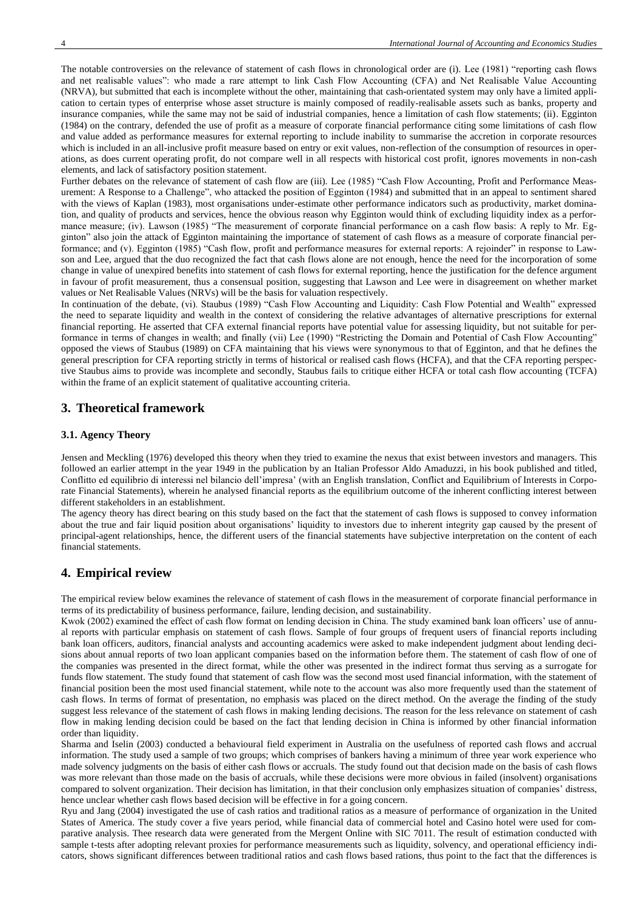The notable controversies on the relevance of statement of cash flows in chronological order are (i). Lee (1981) "reporting cash flows and net realisable values": who made a rare attempt to link Cash Flow Accounting (CFA) and Net Realisable Value Accounting (NRVA), but submitted that each is incomplete without the other, maintaining that cash-orientated system may only have a limited application to certain types of enterprise whose asset structure is mainly composed of readily-realisable assets such as banks, property and insurance companies, while the same may not be said of industrial companies, hence a limitation of cash flow statements; (ii). Egginton (1984) on the contrary, defended the use of profit as a measure of corporate financial performance citing some limitations of cash flow and value added as performance measures for external reporting to include inability to summarise the accretion in corporate resources which is included in an all-inclusive profit measure based on entry or exit values, non-reflection of the consumption of resources in operations, as does current operating profit, do not compare well in all respects with historical cost profit, ignores movements in non-cash elements, and lack of satisfactory position statement.

Further debates on the relevance of statement of cash flow are (iii). Lee (1985) "Cash Flow Accounting, Profit and Performance Measurement: A Response to a Challenge", who attacked the position of Egginton (1984) and submitted that in an appeal to sentiment shared with the views of Kaplan (1983), most organisations under-estimate other performance indicators such as productivity, market domination, and quality of products and services, hence the obvious reason why Egginton would think of excluding liquidity index as a performance measure; (iv). Lawson (1985) "The measurement of corporate financial performance on a cash flow basis: A reply to Mr. Egginton" also join the attack of Egginton maintaining the importance of statement of cash flows as a measure of corporate financial performance; and (v). Egginton (1985) "Cash flow, profit and performance measures for external reports: A rejoinder" in response to Lawson and Lee, argued that the duo recognized the fact that cash flows alone are not enough, hence the need for the incorporation of some change in value of unexpired benefits into statement of cash flows for external reporting, hence the justification for the defence argument in favour of profit measurement, thus a consensual position, suggesting that Lawson and Lee were in disagreement on whether market values or Net Realisable Values (NRVs) will be the basis for valuation respectively.

In continuation of the debate, (vi). Staubus (1989) "Cash Flow Accounting and Liquidity: Cash Flow Potential and Wealth" expressed the need to separate liquidity and wealth in the context of considering the relative advantages of alternative prescriptions for external financial reporting. He asserted that CFA external financial reports have potential value for assessing liquidity, but not suitable for performance in terms of changes in wealth; and finally (vii) Lee (1990) "Restricting the Domain and Potential of Cash Flow Accounting" opposed the views of Staubus (1989) on CFA maintaining that his views were synonymous to that of Egginton, and that he defines the general prescription for CFA reporting strictly in terms of historical or realised cash flows (HCFA), and that the CFA reporting perspective Staubus aims to provide was incomplete and secondly, Staubus fails to critique either HCFA or total cash flow accounting (TCFA) within the frame of an explicit statement of qualitative accounting criteria.

## 3. Theoretical framework

### 3.1. Agency Theory

Jensen and Meckling (1976) developed this theory when they tried to examine the nexus that exist between investors and managers. This followed an earlier attempt in the year 1949 in the publication by an Italian Professor Aldo Amaduzzi, in his book published and titled, Conflitto ed equilibrio di interessi nel bilancio dell'impresa' (with an English translation, Conflict and Equilibrium of Interests in Corporate Financial Statements), wherein he analysed financial reports as the equilibrium outcome of the inherent conflicting interest between different stakeholders in an establishment.

The agency theory has direct bearing on this study based on the fact that the statement of cash flows is supposed to convey information about the true and fair liquid position about organisations' liquidity to investors due to inherent integrity gap caused by the present of principal-agent relationships, hence, the different users of the financial statements have subjective interpretation on the content of each financial statements.

## 4. Empirical review

The empirical review below examines the relevance of statement of cash flows in the measurement of corporate financial performance in terms of its predictability of business performance, failure, lending decision, and sustainability.

Kwok (2002) examined the effect of cash flow format on lending decision in China. The study examined bank loan officers' use of annual reports with particular emphasis on statement of cash flows. Sample of four groups of frequent users of financial reports including bank loan officers, auditors, financial analysts and accounting academics were asked to make independent judgment about lending decisions about annual reports of two loan applicant companies based on the information before them. The statement of cash flow of one of the companies was presented in the direct format, while the other was presented in the indirect format thus serving as a surrogate for funds flow statement. The study found that statement of cash flow was the second most used financial information, with the statement of financial position been the most used financial statement, while note to the account was also more frequently used than the statement of cash flows. In terms of format of presentation, no emphasis was placed on the direct method. On the average the finding of the study suggest less relevance of the statement of cash flows in making lending decisions. The reason for the less relevance on statement of cash flow in making lending decision could be based on the fact that lending decision in China is informed by other financial information order than liquidity.

Sharma and Iselin (2003) conducted a behavioural field experiment in Australia on the usefulness of reported cash flows and accrual information. The study used a sample of two groups; which comprises of bankers having a minimum of three year work experience who made solvency judgments on the basis of either cash flows or accruals. The study found out that decision made on the basis of cash flows was more relevant than those made on the basis of accruals, while these decisions were more obvious in failed (insolvent) organisations compared to solvent organization. Their decision has limitation, in that their conclusion only emphasizes situation of companies' distress, hence unclear whether cash flows based decision will be effective in for a going concern.

Ryu and Jang (2004) investigated the use of cash ratios and traditional ratios as a measure of performance of organization in the United States of America. The study cover a five years period, while financial data of commercial hotel and Casino hotel were used for comparative analysis. Thee research data were generated from the Mergent Online with SIC 7011. The result of estimation conducted with sample t-tests after adopting relevant proxies for performance measurements such as liquidity, solvency, and operational efficiency indicators, shows significant differences between traditional ratios and cash flows based rations, thus point to the fact that the differences is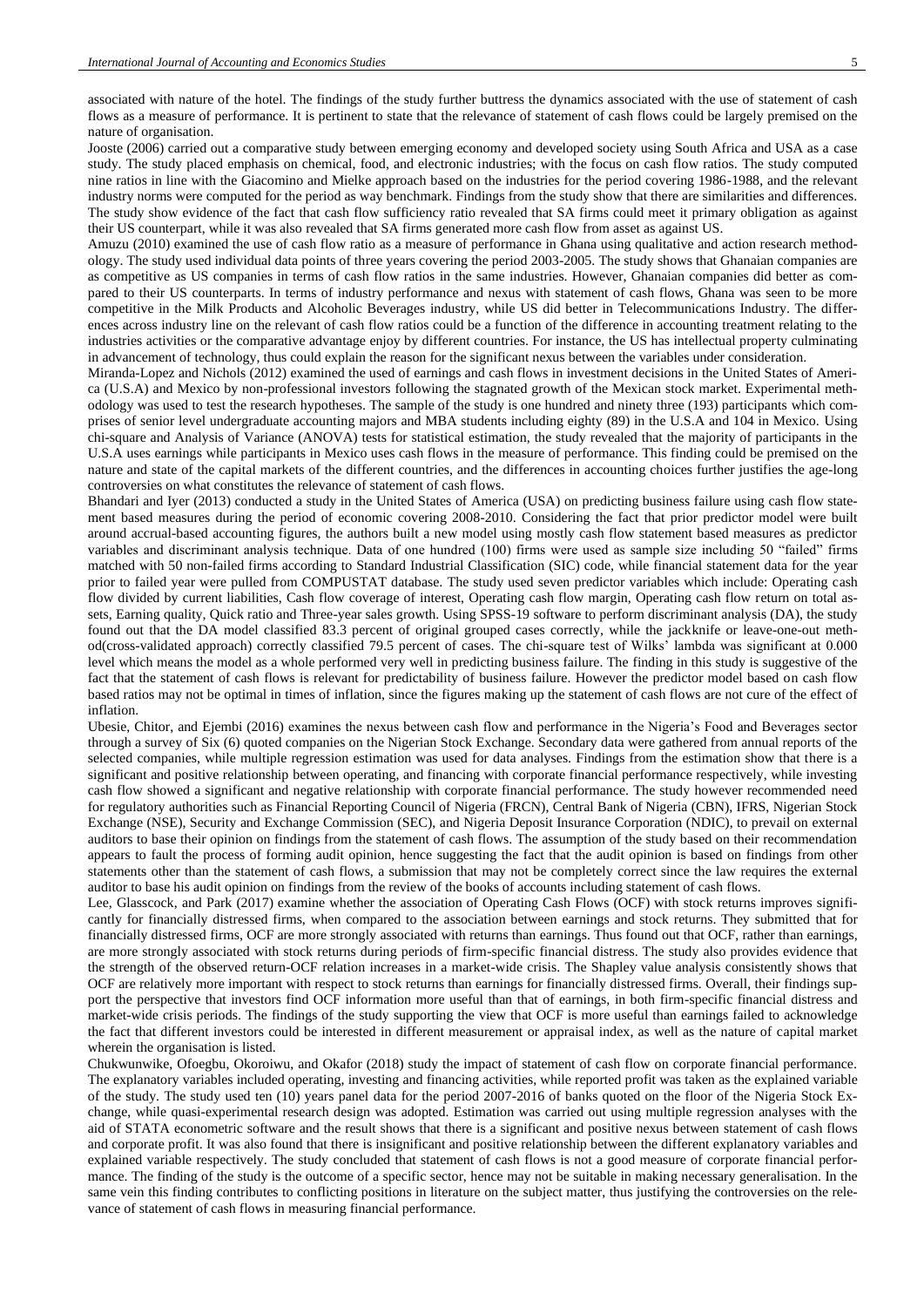associated with nature of the hotel. The findings of the study further buttress the dynamics associated with the use of statement of cash flows as a measure of performance. It is pertinent to state that the relevance of statement of cash flows could be largely premised on the nature of organisation.

Jooste (2006) carried out a comparative study between emerging economy and developed society using South Africa and USA as a case study. The study placed emphasis on chemical, food, and electronic industries; with the focus on cash flow ratios. The study computed nine ratios in line with the Giacomino and Mielke approach based on the industries for the period covering 1986-1988, and the relevant industry norms were computed for the period as way benchmark. Findings from the study show that there are similarities and differences. The study show evidence of the fact that cash flow sufficiency ratio revealed that SA firms could meet it primary obligation as against their US counterpart, while it was also revealed that SA firms generated more cash flow from asset as against US.

Amuzu (2010) examined the use of cash flow ratio as a measure of performance in Ghana using qualitative and action research methodology. The study used individual data points of three years covering the period 2003-2005. The study shows that Ghanaian companies are as competitive as US companies in terms of cash flow ratios in the same industries. However, Ghanaian companies did better as compared to their US counterparts. In terms of industry performance and nexus with statement of cash flows, Ghana was seen to be more competitive in the Milk Products and Alcoholic Beverages industry, while US did better in Telecommunications Industry. The differences across industry line on the relevant of cash flow ratios could be a function of the difference in accounting treatment relating to the industries activities or the comparative advantage enjoy by different countries. For instance, the US has intellectual property culminating in advancement of technology, thus could explain the reason for the significant nexus between the variables under consideration.

Miranda-Lopez and Nichols (2012) examined the used of earnings and cash flows in investment decisions in the United States of America (U.S.A) and Mexico by non-professional investors following the stagnated growth of the Mexican stock market. Experimental methodology was used to test the research hypotheses. The sample of the study is one hundred and ninety three (193) participants which comprises of senior level undergraduate accounting majors and MBA students including eighty (89) in the U.S.A and 104 in Mexico. Using chi-square and Analysis of Variance (ANOVA) tests for statistical estimation, the study revealed that the majority of participants in the U.S.A uses earnings while participants in Mexico uses cash flows in the measure of performance. This finding could be premised on the nature and state of the capital markets of the different countries, and the differences in accounting choices further justifies the age-long controversies on what constitutes the relevance of statement of cash flows.

Bhandari and Iyer (2013) conducted a study in the United States of America (USA) on predicting business failure using cash flow statement based measures during the period of economic covering 2008-2010. Considering the fact that prior predictor model were built around accrual-based accounting figures, the authors built a new model using mostly cash flow statement based measures as predictor variables and discriminant analysis technique. Data of one hundred (100) firms were used as sample size including 50 "failed" firms matched with 50 non-failed firms according to Standard Industrial Classification (SIC) code, while financial statement data for the year prior to failed year were pulled from COMPUSTAT database. The study used seven predictor variables which include: Operating cash flow divided by current liabilities, Cash flow coverage of interest, Operating cash flow margin, Operating cash flow return on total assets, Earning quality, Quick ratio and Three-year sales growth. Using SPSS-19 software to perform discriminant analysis (DA), the study found out that the DA model classified 83.3 percent of original grouped cases correctly, while the jackknife or leave-one-out method(cross-validated approach) correctly classified 79.5 percent of cases. The chi-square test of Wilks' lambda was significant at 0.000 level which means the model as a whole performed very well in predicting business failure. The finding in this study is suggestive of the fact that the statement of cash flows is relevant for predictability of business failure. However the predictor model based on cash flow based ratios may not be optimal in times of inflation, since the figures making up the statement of cash flows are not cure of the effect of inflation.

Ubesie, Chitor, and Ejembi (2016) examines the nexus between cash flow and performance in the Nigeria's Food and Beverages sector through a survey of Six (6) quoted companies on the Nigerian Stock Exchange. Secondary data were gathered from annual reports of the selected companies, while multiple regression estimation was used for data analyses. Findings from the estimation show that there is a significant and positive relationship between operating, and financing with corporate financial performance respectively, while investing cash flow showed a significant and negative relationship with corporate financial performance. The study however recommended need for regulatory authorities such as Financial Reporting Council of Nigeria (FRCN), Central Bank of Nigeria (CBN), IFRS, Nigerian Stock Exchange (NSE), Security and Exchange Commission (SEC), and Nigeria Deposit Insurance Corporation (NDIC), to prevail on external auditors to base their opinion on findings from the statement of cash flows. The assumption of the study based on their recommendation appears to fault the process of forming audit opinion, hence suggesting the fact that the audit opinion is based on findings from other statements other than the statement of cash flows, a submission that may not be completely correct since the law requires the external auditor to base his audit opinion on findings from the review of the books of accounts including statement of cash flows.

Lee, Glasscock, and Park (2017) examine whether the association of Operating Cash Flows (OCF) with stock returns improves significantly for financially distressed firms, when compared to the association between earnings and stock returns. They submitted that for financially distressed firms, OCF are more strongly associated with returns than earnings. Thus found out that OCF, rather than earnings, are more strongly associated with stock returns during periods of firm-specific financial distress. The study also provides evidence that the strength of the observed return-OCF relation increases in a market-wide crisis. The Shapley value analysis consistently shows that OCF are relatively more important with respect to stock returns than earnings for financially distressed firms. Overall, their findings support the perspective that investors find OCF information more useful than that of earnings, in both firm-specific financial distress and market-wide crisis periods. The findings of the study supporting the view that OCF is more useful than earnings failed to acknowledge the fact that different investors could be interested in different measurement or appraisal index, as well as the nature of capital market wherein the organisation is listed.

Chukwunwike, Ofoegbu, Okoroiwu, and Okafor (2018) study the impact of statement of cash flow on corporate financial performance. The explanatory variables included operating, investing and financing activities, while reported profit was taken as the explained variable of the study. The study used ten (10) years panel data for the period 2007-2016 of banks quoted on the floor of the Nigeria Stock Exchange, while quasi-experimental research design was adopted. Estimation was carried out using multiple regression analyses with the aid of STATA econometric software and the result shows that there is a significant and positive nexus between statement of cash flows and corporate profit. It was also found that there is insignificant and positive relationship between the different explanatory variables and explained variable respectively. The study concluded that statement of cash flows is not a good measure of corporate financial performance. The finding of the study is the outcome of a specific sector, hence may not be suitable in making necessary generalisation. In the same vein this finding contributes to conflicting positions in literature on the subject matter, thus justifying the controversies on the relevance of statement of cash flows in measuring financial performance.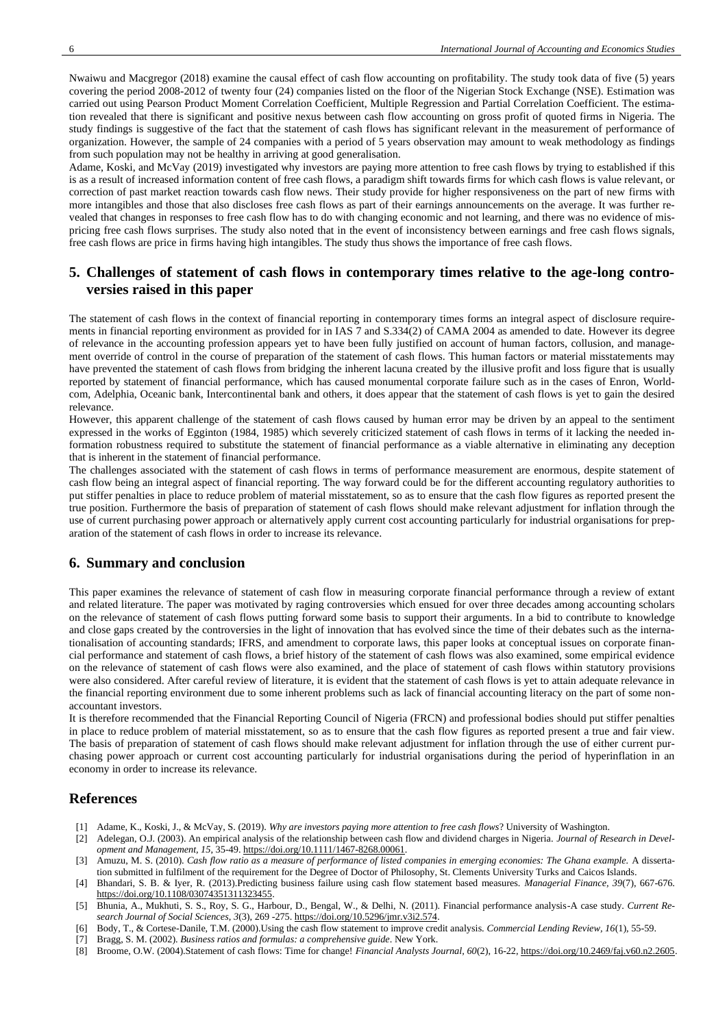Nwaiwu and Macgregor (2018) examine the causal effect of cash flow accounting on profitability. The study took data of five (5) years covering the period 2008-2012 of twenty four (24) companies listed on the floor of the Nigerian Stock Exchange (NSE). Estimation was carried out using Pearson Product Moment Correlation Coefficient, Multiple Regression and Partial Correlation Coefficient. The estimation revealed that there is significant and positive nexus between cash flow accounting on gross profit of quoted firms in Nigeria. The study findings is suggestive of the fact that the statement of cash flows has significant relevant in the measurement of performance of organization. However, the sample of 24 companies with a period of 5 years observation may amount to weak methodology as findings from such population may not be healthy in arriving at good generalisation.

Adame, Koski, and McVay (2019) investigated why investors are paying more attention to free cash flows by trying to established if this is as a result of increased information content of free cash flows, a paradigm shift towards firms for which cash flows is value relevant, or correction of past market reaction towards cash flow news. Their study provide for higher responsiveness on the part of new firms with more intangibles and those that also discloses free cash flows as part of their earnings announcements on the average. It was further revealed that changes in responses to free cash flow has to do with changing economic and not learning, and there was no evidence of mispricing free cash flows surprises. The study also noted that in the event of inconsistency between earnings and free cash flows signals, free cash flows are price in firms having high intangibles. The study thus shows the importance of free cash flows.

## 5. Challenges of statement of cash flows in contemporary times relative to the age-long controversies raised in this paper

The statement of cash flows in the context of financial reporting in contemporary times forms an integral aspect of disclosure requirements in financial reporting environment as provided for in IAS 7 and S.334(2) of CAMA 2004 as amended to date. However its degree of relevance in the accounting profession appears yet to have been fully justified on account of human factors, collusion, and management override of control in the course of preparation of the statement of cash flows. This human factors or material misstatements may have prevented the statement of cash flows from bridging the inherent lacuna created by the illusive profit and loss figure that is usually reported by statement of financial performance, which has caused monumental corporate failure such as in the cases of Enron, Worldcom, Adelphia, Oceanic bank, Intercontinental bank and others, it does appear that the statement of cash flows is yet to gain the desired relevance.

However, this apparent challenge of the statement of cash flows caused by human error may be driven by an appeal to the sentiment expressed in the works of Egginton (1984, 1985) which severely criticized statement of cash flows in terms of it lacking the needed information robustness required to substitute the statement of financial performance as a viable alternative in eliminating any deception that is inherent in the statement of financial performance.

The challenges associated with the statement of cash flows in terms of performance measurement are enormous, despite statement of cash flow being an integral aspect of financial reporting. The way forward could be for the different accounting regulatory authorities to put stiffer penalties in place to reduce problem of material misstatement, so as to ensure that the cash flow figures as reported present the true position. Furthermore the basis of preparation of statement of cash flows should make relevant adjustment for inflation through the use of current purchasing power approach or alternatively apply current cost accounting particularly for industrial organisations for preparation of the statement of cash flows in order to increase its relevance.

## 6. Summary and conclusion

This paper examines the relevance of statement of cash flow in measuring corporate financial performance through a review of extant and related literature. The paper was motivated by raging controversies which ensued for over three decades among accounting scholars on the relevance of statement of cash flows putting forward some basis to support their arguments. In a bid to contribute to knowledge and close gaps created by the controversies in the light of innovation that has evolved since the time of their debates such as the internationalisation of accounting standards; IFRS, and amendment to corporate laws, this paper looks at conceptual issues on corporate financial performance and statement of cash flows, a brief history of the statement of cash flows was also examined, some empirical evidence on the relevance of statement of cash flows were also examined, and the place of statement of cash flows within statutory provisions were also considered. After careful review of literature, it is evident that the statement of cash flows is yet to attain adequate relevance in the financial reporting environment due to some inherent problems such as lack of financial accounting literacy on the part of some non-accountant investors.

It is therefore recommended that the Financial Reporting Council of Nigeria (FRCN) and professional bodies should put stiffer penalties in place to reduce problem of material misstatement, so as to ensure that the cash flow figures as reported present a true and fair view. The basis of preparation of statement of cash flows should make relevant adjustment for inflation through the use of either current purchasing power approach or current cost accounting particularly for industrial organisations during the period of hyperinflation in an economy in order to increase its relevance.

## References

[1] Adame, K., Koski, J., & McVay, S. (2019). *Why are investors paying more attention to free cash flows*? University of Washington.

[2] Adelegan, O.J. (2003). An empirical analysis of the relationship between cash flow and dividend charges in Nigeria. *Journal of Research in Development and Management, 15*, 35-49. https://doi.org/10.1111/1467-8268.00061.

[3] Amuzu, M. S. (2010). *Cash flow ratio as a measure of performance of listed companies in emerging economies: The Ghana example.* A dissertation submitted in fulfilment of the requirement for the Degree of Doctor of Philosophy, St. Clements University Turks and Caicos Islands.

[4] Bhandari, S. B. & Iyer, R. (2013).Predicting business failure using cash flow statement based measures. *Managerial Finance, 39*(7), 667-676. https://doi.org/10.1108/03074351311323455.

[5] Bhunia, A., Mukhuti, S. S., Roy, S. G., Harbour, D., Bengal, W., & Delhi, N. (2011). Financial performance analysis-A case study. *Current Research Journal of Social Sciences, 3*(3), 269 -275. https://doi.org/10.5296/jmr.v3i2.574.

[6] Body, T., & Cortese-Danile, T.M. (2000).Using the cash flow statement to improve credit analysis. *Commercial Lending Review, 16*(1), 55-59.

[7] Bragg, S. M. (2002). *Business ratios and formulas: a comprehensive guide*. New York.

[8] Broome, O.W. (2004).Statement of cash flows: Time for change! *Financial Analysts Journal, 60*(2), 16-22, https://doi.org/10.2469/faj.v60.n2.2605.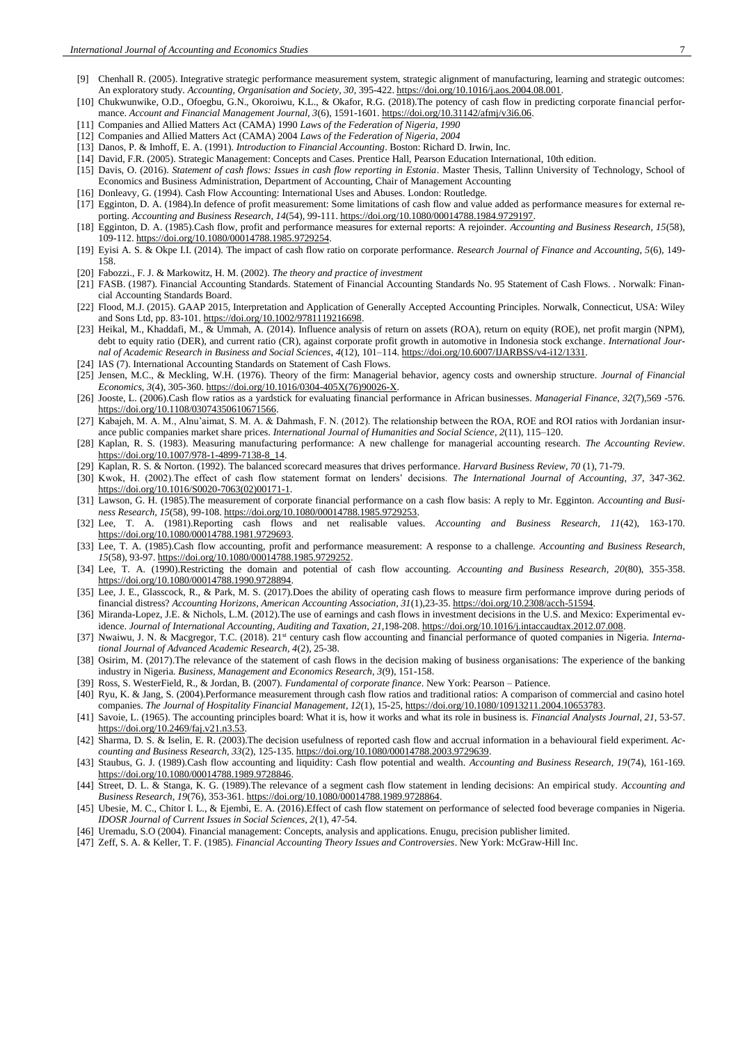[9] Chenhall R. (2005). Integrative strategic performance measurement system, strategic alignment of manufacturing, learning and strategic outcomes: An exploratory study. *Accounting, Organisation and Society, 30*, 395-422. https://doi.org/10.1016/j.aos.2004.08.001.

[10] Chukwunwike, O.D., Ofoegbu, G.N., Okoroiwu, K.L., & Okafor, R.G. (2018).The potency of cash flow in predicting corporate financial performance. *Account and Financial Management Journal, 3*(6), 1591-1601. https://doi.org/10.31142/afmj/v3i6.06.

[11] Companies and Allied Matters Act (CAMA) 1990 *Laws of the Federation of Nigeria, 1990*

[12] Companies and Allied Matters Act (CAMA) 2004 *Laws of the Federation of Nigeria, 2004*

[13] Danos, P. & Imhoff, E. A. (1991). *Introduction to Financial Accounting*. Boston: Richard D. Irwin, Inc.

[14] David, F.R. (2005). Strategic Management: Concepts and Cases. Prentice Hall, Pearson Education International, 10th edition.

[15] Davis, O. (2016). *Statement of cash flows: Issues in cash flow reporting in Estonia*. Master Thesis, Tallinn University of Technology, School of Economics and Business Administration, Department of Accounting, Chair of Management Accounting

[16] Donleavy, G. (1994). Cash Flow Accounting: International Uses and Abuses. London: Routledge.

[17] Egginton, D. A. (1984).In defence of profit measurement: Some limitations of cash flow and value added as performance measures for external reporting. *Accounting and Business Research, 14*(54), 99-111. https://doi.org/10.1080/00014788.1984.9729197.

[18] Egginton, D. A. (1985).Cash flow, profit and performance measures for external reports: A rejoinder. *Accounting and Business Research, 15*(58), 109-112. https://doi.org/10.1080/00014788.1985.9729254.

[19] Eyisi A. S. & Okpe I.I. (2014). The impact of cash flow ratio on corporate performance. *Research Journal of Finance and Accounting, 5*(6), 149-158.

[20] Fabozzi., F. J. & Markowitz, H. M. (2002). *The theory and practice of investment*

[21] FASB. (1987). Financial Accounting Standards. Statement of Financial Accounting Standards No. 95 Statement of Cash Flows. . Norwalk: Financial Accounting Standards Board.

[22] Flood, M.J. (2015). GAAP 2015, Interpretation and Application of Generally Accepted Accounting Principles. Norwalk, Connecticut, USA: Wiley and Sons Ltd, pp. 83-101. https://doi.org/10.1002/9781119216698.

[23] Heikal, M., Khaddafi, M., & Ummah, A. (2014). Influence analysis of return on assets (ROA), return on equity (ROE), net profit margin (NPM), debt to equity ratio (DER), and current ratio (CR), against corporate profit growth in automotive in Indonesia stock exchange. *International Journal of Academic Research in Business and Social Sciences, 4*(12), 101–114. https://doi.org/10.6007/IJARBSS/v4-i12/1331.

[24] IAS (7). International Accounting Standards on Statement of Cash Flows.

[25] Jensen, M.C., & Meckling, W.H. (1976). Theory of the firm: Managerial behavior, agency costs and ownership structure. *Journal of Financial Economics, 3*(4), 305-360. https://doi.org/10.1016/0304-405X(76)90026-X.

[26] Jooste, L. (2006).Cash flow ratios as a yardstick for evaluating financial performance in African businesses. *Managerial Finance, 32*(7),569 -576. https://doi.org/10.1108/03074350610671566.

[27] Kabajeh, M. A. M., Alnu'aimat, S. M. A. & Dahmash, F. N. (2012). The relationship between the ROA, ROE and ROI ratios with Jordanian insurance public companies market share prices. *International Journal of Humanities and Social Science, 2*(11), 115–120.

[28] Kaplan, R. S. (1983). Measuring manufacturing performance: A new challenge for managerial accounting research. *The Accounting Review*. https://doi.org/10.1007/978-1-4899-7138-8_14.

[29] Kaplan, R. S. & Norton. (1992). The balanced scorecard measures that drives performance. *Harvard Business Review, 70* (1), 71-79.

[30] Kwok, H. (2002).The effect of cash flow statement format on lenders' decisions. *The International Journal of Accounting, 37*, 347-362. https://doi.org/10.1016/S0020-7063(02)00171-1.

[31] Lawson, G. H. (1985).The measurement of corporate financial performance on a cash flow basis: A reply to Mr. Egginton. *Accounting and Business Research, 15*(58), 99-108. https://doi.org/10.1080/00014788.1985.9729253.

[32] Lee, T. A. (1981).Reporting cash flows and net realisable values. *Accounting and Business Research, 11*(42), 163-170. https://doi.org/10.1080/00014788.1981.9729693.

[33] Lee, T. A. (1985).Cash flow accounting, profit and performance measurement: A response to a challenge. *Accounting and Business Research, 15*(58), 93-97. https://doi.org/10.1080/00014788.1985.9729252.

[34] Lee, T. A. (1990).Restricting the domain and potential of cash flow accounting. *Accounting and Business Research, 20*(80), 355-358. https://doi.org/10.1080/00014788.1990.9728894.

[35] Lee, J. E., Glasscock, R., & Park, M. S. (2017).Does the ability of operating cash flows to measure firm performance improve during periods of financial distress? *Accounting Horizons, American Accounting Association, 31*(1),23-35. https://doi.org/10.2308/acch-51594.

[36] Miranda-Lopez, J.E. & Nichols, L.M. (2012).The use of earnings and cash flows in investment decisions in the U.S. and Mexico: Experimental evidence. *Journal of International Accounting, Auditing and Taxation, 21*,198-208. https://doi.org/10.1016/j.intaccaudtax.2012.07.008.

[37] Nwaiwu, J. N. & Macgregor, T.C. (2018). 21st century cash flow accounting and financial performance of quoted companies in Nigeria. *International Journal of Advanced Academic Research, 4*(2), 25-38.

[38] Osirim, M. (2017).The relevance of the statement of cash flows in the decision making of business organisations: The experience of the banking industry in Nigeria. *Business, Management and Economics Research, 3*(9), 151-158.

[39] Ross, S. WesterField, R., & Jordan, B. (2007). *Fundamental of corporate finance*. New York: Pearson – Patience.

[40] Ryu, K. & Jang, S. (2004).Performance measurement through cash flow ratios and traditional ratios: A comparison of commercial and casino hotel companies. *The Journal of Hospitality Financial Management, 12*(1), 15-25, https://doi.org/10.1080/10913211.2004.10653783.

[41] Savoie, L. (1965). The accounting principles board: What it is, how it works and what its role in business is. *Financial Analysts Journal, 21*, 53-57. https://doi.org/10.2469/faj.v21.n3.53.

[42] Sharma, D. S. & Iselin, E. R. (2003).The decision usefulness of reported cash flow and accrual information in a behavioural field experiment. *Accounting and Business Research, 33*(2), 125-135. https://doi.org/10.1080/00014788.2003.9729639.

[43] Staubus, G. J. (1989).Cash flow accounting and liquidity: Cash flow potential and wealth. *Accounting and Business Research, 19*(74), 161-169. https://doi.org/10.1080/00014788.1989.9728846.

[44] Street, D. L. & Stanga, K. G. (1989).The relevance of a segment cash flow statement in lending decisions: An empirical study. *Accounting and Business Research, 19*(76), 353-361. https://doi.org/10.1080/00014788.1989.9728864.

[45] Ubesie, M. C., Chitor I. L., & Ejembi, E. A. (2016).Effect of cash flow statement on performance of selected food beverage companies in Nigeria. *IDOSR Journal of Current Issues in Social Sciences, 2*(1), 47-54.

[46] Uremadu, S.O (2004). Financial management: Concepts, analysis and applications. Enugu, precision publisher limited.

[47] Zeff, S. A. & Keller, T. F. (1985). *Financial Accounting Theory Issues and Controversies*. New York: McGraw-Hill Inc.